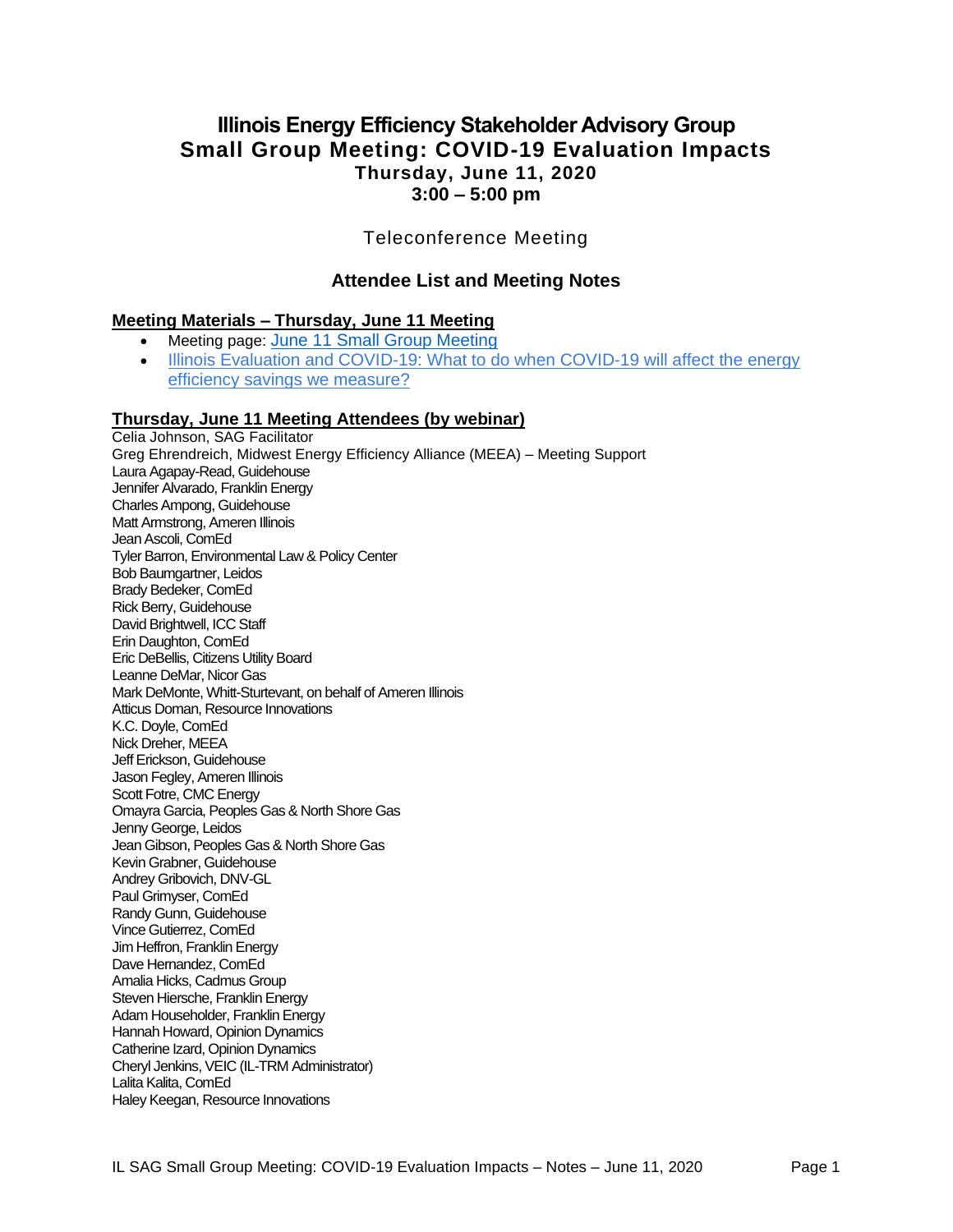# Illinois Energy Efficiency Stakeholder Advisory Group

## Small Group Meeting: COVID-19 Evaluation Impacts

### Thursday, June 11, 2020

### 3:00 – 5:00 pm

Teleconference Meeting

### Attendee List and Meeting Notes

**Meeting Materials – Thursday, June 11 Meeting**

- Meeting page: June 11 Small Group Meeting
- Illinois Evaluation and COVID-19: What to do when COVID-19 will affect the energy efficiency savings we measure?

**Thursday, June 11 Meeting Attendees (by webinar)**

Celia Johnson, SAG Facilitator
Greg Ehrendreich, Midwest Energy Efficiency Alliance (MEEA) – Meeting Support
Laura Agapay-Read, Guidehouse
Jennifer Alvarado, Franklin Energy
Charles Ampong, Guidehouse
Matt Armstrong, Ameren Illinois
Jean Ascoli, ComEd
Tyler Barron, Environmental Law & Policy Center
Bob Baumgartner, Leidos
Brady Bedeker, ComEd
Rick Berry, Guidehouse
David Brightwell, ICC Staff
Erin Daughton, ComEd
Eric DeBellis, Citizens Utility Board
Leanne DeMar, Nicor Gas
Mark DeMonte, Whitt-Sturtevant, on behalf of Ameren Illinois
Atticus Doman, Resource Innovations
K.C. Doyle, ComEd
Nick Dreher, MEEA
Jeff Erickson, Guidehouse
Jason Fegley, Ameren Illinois
Scott Fotre, CMC Energy
Omayra Garcia, Peoples Gas & North Shore Gas
Jenny George, Leidos
Jean Gibson, Peoples Gas & North Shore Gas
Kevin Grabner, Guidehouse
Andrey Gribovich, DNV-GL
Paul Grimyser, ComEd
Randy Gunn, Guidehouse
Vince Gutierrez, ComEd
Jim Heffron, Franklin Energy
Dave Hernandez, ComEd
Amalia Hicks, Cadmus Group
Steven Hiersche, Franklin Energy
Adam Householder, Franklin Energy
Hannah Howard, Opinion Dynamics
Catherine Izard, Opinion Dynamics
Cheryl Jenkins, VEIC (IL-TRM Administrator)
Lalita Kalita, ComEd
Haley Keegan, Resource Innovations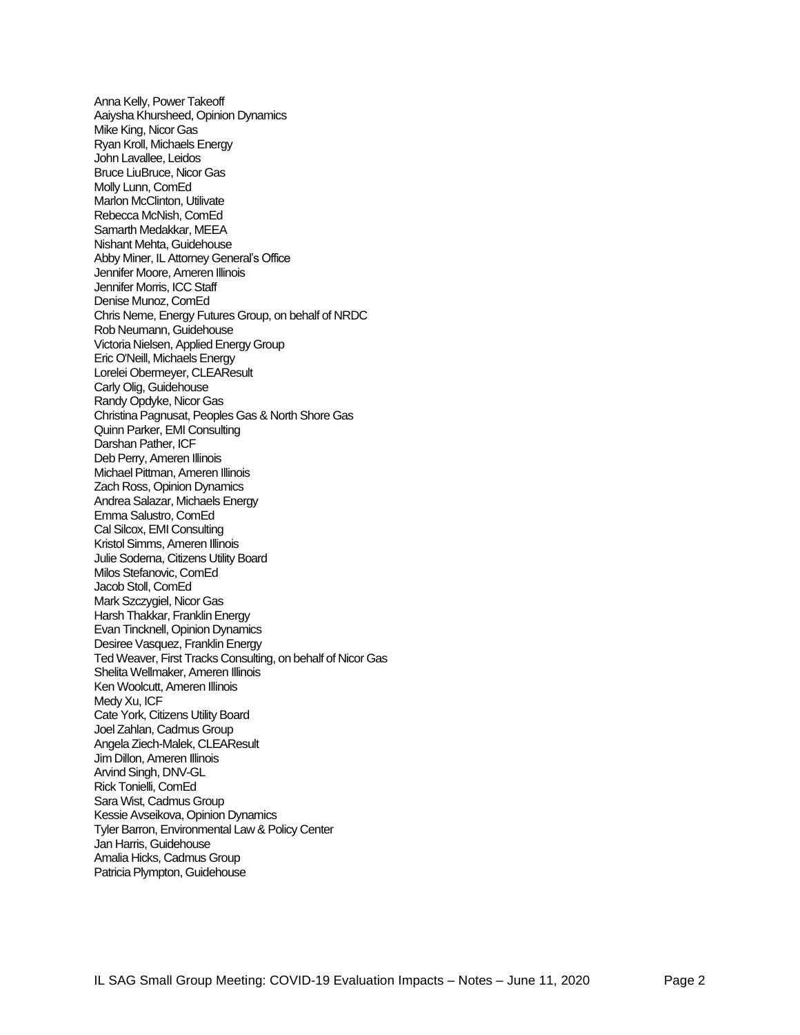Anna Kelly, Power Takeoff
Aaiysha Khursheed, Opinion Dynamics
Mike King, Nicor Gas
Ryan Kroll, Michaels Energy
John Lavallee, Leidos
Bruce LiuBruce, Nicor Gas
Molly Lunn, ComEd
Marlon McClinton, Utilivate
Rebecca McNish, ComEd
Samarth Medakkar, MEEA
Nishant Mehta, Guidehouse
Abby Miner, IL Attorney General's Office
Jennifer Moore, Ameren Illinois
Jennifer Morris, ICC Staff
Denise Munoz, ComEd
Chris Neme, Energy Futures Group, on behalf of NRDC
Rob Neumann, Guidehouse
Victoria Nielsen, Applied Energy Group
Eric O'Neill, Michaels Energy
Lorelei Obermeyer, CLEAResult
Carly Olig, Guidehouse
Randy Opdyke, Nicor Gas
Christina Pagnusat, Peoples Gas & North Shore Gas
Quinn Parker, EMI Consulting
Darshan Pather, ICF
Deb Perry, Ameren Illinois
Michael Pittman, Ameren Illinois
Zach Ross, Opinion Dynamics
Andrea Salazar, Michaels Energy
Emma Salustro, ComEd
Cal Silcox, EMI Consulting
Kristol Simms, Ameren Illinois
Julie Soderna, Citizens Utility Board
Milos Stefanovic, ComEd
Jacob Stoll, ComEd
Mark Szczygiel, Nicor Gas
Harsh Thakkar, Franklin Energy
Evan Tincknell, Opinion Dynamics
Desiree Vasquez, Franklin Energy
Ted Weaver, First Tracks Consulting, on behalf of Nicor Gas
Shelita Wellmaker, Ameren Illinois
Ken Woolcutt, Ameren Illinois
Medy Xu, ICF
Cate York, Citizens Utility Board
Joel Zahlan, Cadmus Group
Angela Ziech-Malek, CLEAResult
Jim Dillon, Ameren Illinois
Arvind Singh, DNV-GL
Rick Tonielli, ComEd
Sara Wist, Cadmus Group
Kessie Avseikova, Opinion Dynamics
Tyler Barron, Environmental Law & Policy Center
Jan Harris, Guidehouse
Amalia Hicks, Cadmus Group
Patricia Plympton, Guidehouse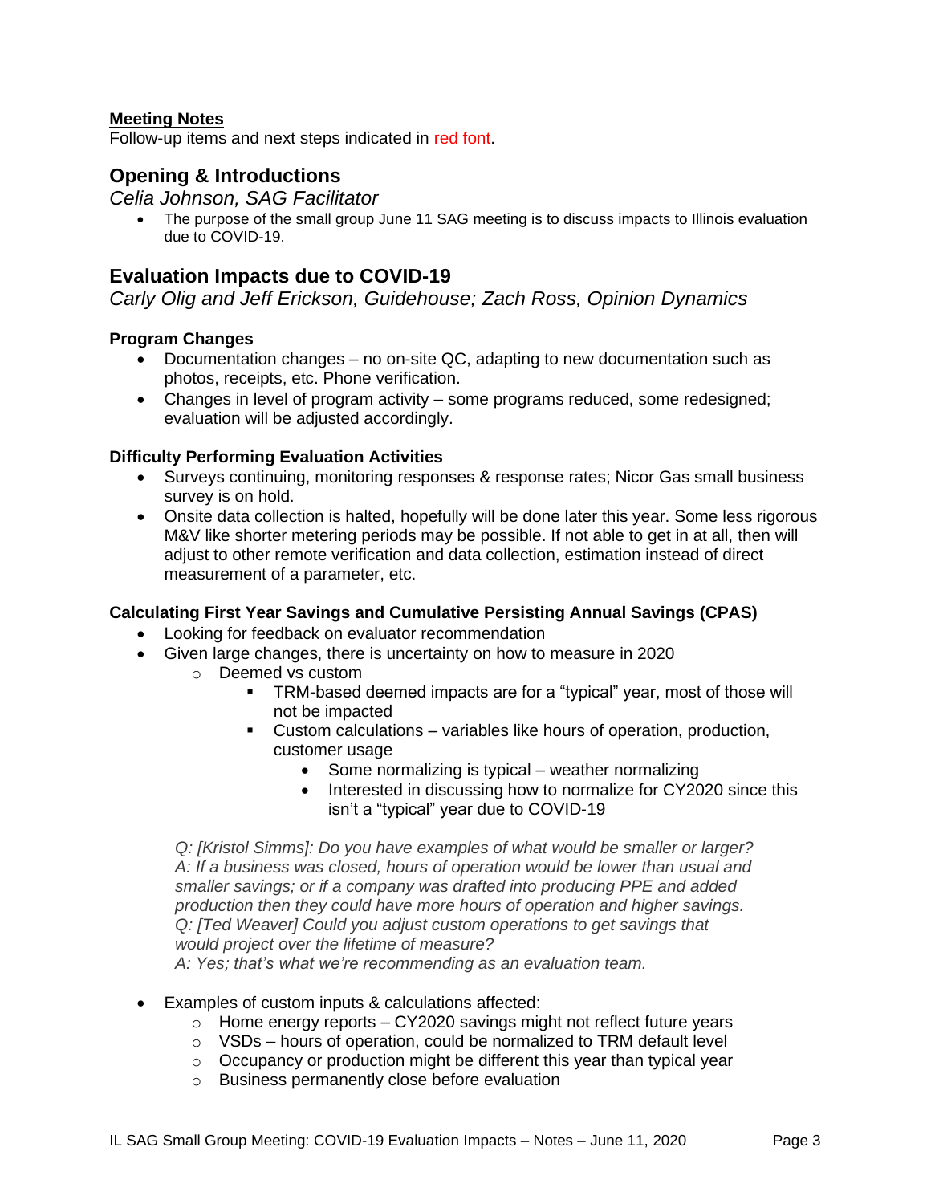**Meeting Notes**

Follow-up items and next steps indicated in red font.

## Opening & Introductions

*Celia Johnson, SAG Facilitator*

- The purpose of the small group June 11 SAG meeting is to discuss impacts to Illinois evaluation due to COVID-19.

## Evaluation Impacts due to COVID-19

*Carly Olig and Jeff Erickson, Guidehouse; Zach Ross, Opinion Dynamics*

### Program Changes

- Documentation changes – no on-site QC, adapting to new documentation such as photos, receipts, etc. Phone verification.
- Changes in level of program activity – some programs reduced, some redesigned; evaluation will be adjusted accordingly.

### Difficulty Performing Evaluation Activities

- Surveys continuing, monitoring responses & response rates; Nicor Gas small business survey is on hold.
- Onsite data collection is halted, hopefully will be done later this year. Some less rigorous M&V like shorter metering periods may be possible. If not able to get in at all, then will adjust to other remote verification and data collection, estimation instead of direct measurement of a parameter, etc.

### Calculating First Year Savings and Cumulative Persisting Annual Savings (CPAS)

- Looking for feedback on evaluator recommendation
- Given large changes, there is uncertainty on how to measure in 2020
  - Deemed vs custom
    - TRM-based deemed impacts are for a "typical" year, most of those will not be impacted
    - Custom calculations – variables like hours of operation, production, customer usage
      - Some normalizing is typical – weather normalizing
      - Interested in discussing how to normalize for CY2020 since this isn't a "typical" year due to COVID-19

*Q: [Kristol Simms]: Do you have examples of what would be smaller or larger?*
*A: If a business was closed, hours of operation would be lower than usual and smaller savings; or if a company was drafted into producing PPE and added production then they could have more hours of operation and higher savings.*
*Q: [Ted Weaver] Could you adjust custom operations to get savings that would project over the lifetime of measure?*
*A: Yes; that's what we're recommending as an evaluation team.*

- Examples of custom inputs & calculations affected:
  - Home energy reports – CY2020 savings might not reflect future years
  - VSDs – hours of operation, could be normalized to TRM default level
  - Occupancy or production might be different this year than typical year
  - Business permanently close before evaluation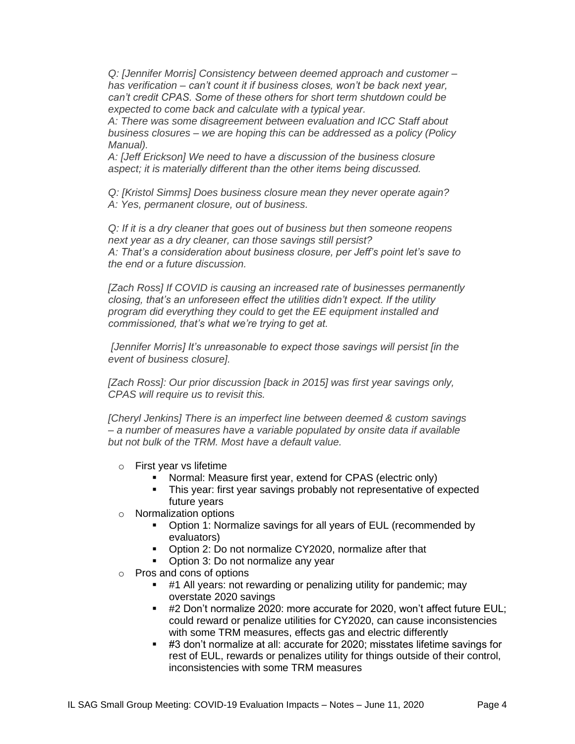*Q: [Jennifer Morris] Consistency between deemed approach and customer – has verification – can't count it if business closes, won't be back next year, can't credit CPAS. Some of these others for short term shutdown could be expected to come back and calculate with a typical year.*
*A: There was some disagreement between evaluation and ICC Staff about business closures – we are hoping this can be addressed as a policy (Policy Manual).*
*A: [Jeff Erickson] We need to have a discussion of the business closure aspect; it is materially different than the other items being discussed.*

*Q: [Kristol Simms] Does business closure mean they never operate again?*
*A: Yes, permanent closure, out of business.*

*Q: If it is a dry cleaner that goes out of business but then someone reopens next year as a dry cleaner, can those savings still persist?*
*A: That's a consideration about business closure, per Jeff's point let's save to the end or a future discussion.*

*[Zach Ross] If COVID is causing an increased rate of businesses permanently closing, that's an unforeseen effect the utilities didn't expect. If the utility program did everything they could to get the EE equipment installed and commissioned, that's what we're trying to get at.*

*[Jennifer Morris] It's unreasonable to expect those savings will persist [in the event of business closure].*

*[Zach Ross]: Our prior discussion [back in 2015] was first year savings only, CPAS will require us to revisit this.*

*[Cheryl Jenkins] There is an imperfect line between deemed & custom savings – a number of measures have a variable populated by onsite data if available but not bulk of the TRM. Most have a default value.*

- First year vs lifetime
  - Normal: Measure first year, extend for CPAS (electric only)
  - This year: first year savings probably not representative of expected future years
- Normalization options
  - Option 1: Normalize savings for all years of EUL (recommended by evaluators)
  - Option 2: Do not normalize CY2020, normalize after that
  - Option 3: Do not normalize any year
- Pros and cons of options
  - #1 All years: not rewarding or penalizing utility for pandemic; may overstate 2020 savings
  - #2 Don't normalize 2020: more accurate for 2020, won't affect future EUL; could reward or penalize utilities for CY2020, can cause inconsistencies with some TRM measures, effects gas and electric differently
  - #3 don't normalize at all: accurate for 2020; misstates lifetime savings for rest of EUL, rewards or penalizes utility for things outside of their control, inconsistencies with some TRM measures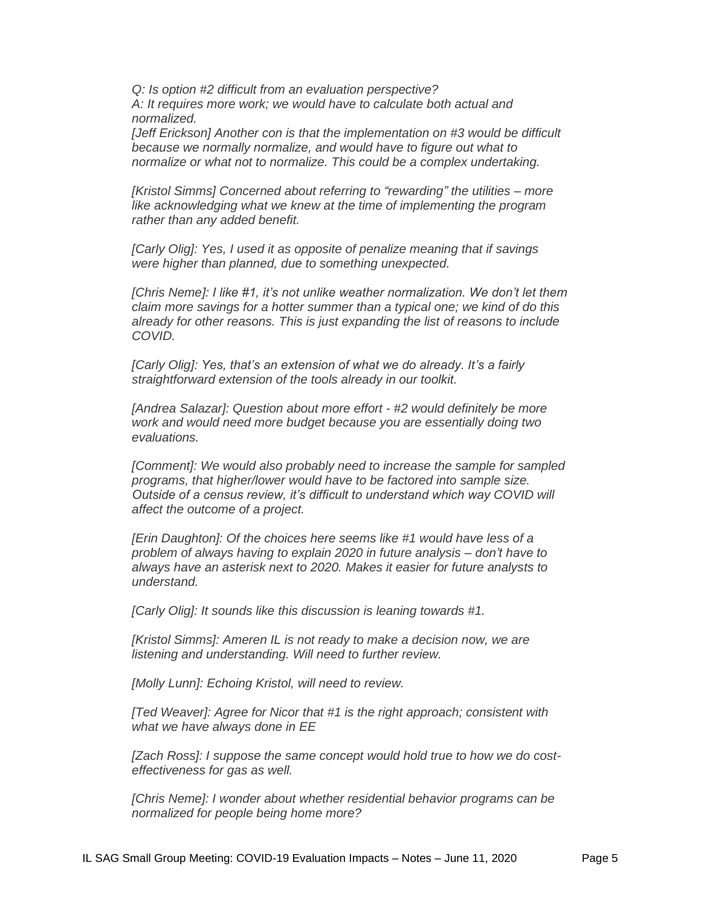*Q: Is option #2 difficult from an evaluation perspective?*
*A: It requires more work; we would have to calculate both actual and normalized.*
*[Jeff Erickson] Another con is that the implementation on #3 would be difficult because we normally normalize, and would have to figure out what to normalize or what not to normalize. This could be a complex undertaking.*

*[Kristol Simms] Concerned about referring to "rewarding" the utilities – more like acknowledging what we knew at the time of implementing the program rather than any added benefit.*

*[Carly Olig]: Yes, I used it as opposite of penalize meaning that if savings were higher than planned, due to something unexpected.*

*[Chris Neme]: I like #1, it's not unlike weather normalization. We don't let them claim more savings for a hotter summer than a typical one; we kind of do this already for other reasons. This is just expanding the list of reasons to include COVID.*

*[Carly Olig]: Yes, that's an extension of what we do already. It's a fairly straightforward extension of the tools already in our toolkit.*

*[Andrea Salazar]: Question about more effort - #2 would definitely be more work and would need more budget because you are essentially doing two evaluations.*

*[Comment]: We would also probably need to increase the sample for sampled programs, that higher/lower would have to be factored into sample size. Outside of a census review, it's difficult to understand which way COVID will affect the outcome of a project.*

*[Erin Daughton]: Of the choices here seems like #1 would have less of a problem of always having to explain 2020 in future analysis – don't have to always have an asterisk next to 2020. Makes it easier for future analysts to understand.*

*[Carly Olig]: It sounds like this discussion is leaning towards #1.*

*[Kristol Simms]: Ameren IL is not ready to make a decision now, we are listening and understanding. Will need to further review.*

*[Molly Lunn]: Echoing Kristol, will need to review.*

*[Ted Weaver]: Agree for Nicor that #1 is the right approach; consistent with what we have always done in EE*

*[Zach Ross]: I suppose the same concept would hold true to how we do cost-effectiveness for gas as well.*

*[Chris Neme]: I wonder about whether residential behavior programs can be normalized for people being home more?*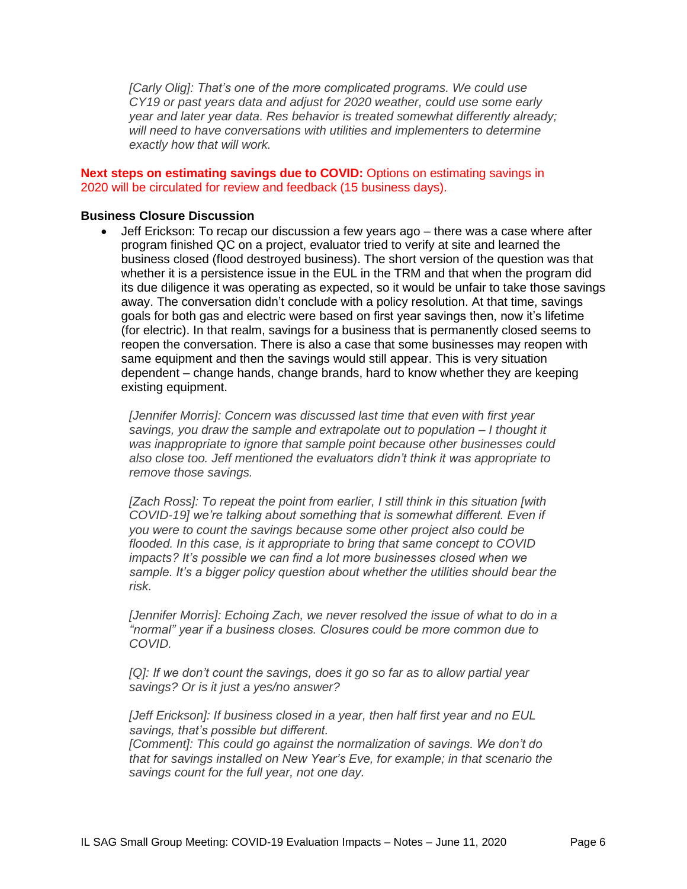*[Carly Olig]: That's one of the more complicated programs. We could use CY19 or past years data and adjust for 2020 weather, could use some early year and later year data. Res behavior is treated somewhat differently already; will need to have conversations with utilities and implementers to determine exactly how that will work.*

**Next steps on estimating savings due to COVID:** Options on estimating savings in 2020 will be circulated for review and feedback (15 business days).

**Business Closure Discussion**

- Jeff Erickson: To recap our discussion a few years ago – there was a case where after program finished QC on a project, evaluator tried to verify at site and learned the business closed (flood destroyed business). The short version of the question was that whether it is a persistence issue in the EUL in the TRM and that when the program did its due diligence it was operating as expected, so it would be unfair to take those savings away. The conversation didn't conclude with a policy resolution. At that time, savings goals for both gas and electric were based on first year savings then, now it's lifetime (for electric). In that realm, savings for a business that is permanently closed seems to reopen the conversation. There is also a case that some businesses may reopen with same equipment and then the savings would still appear. This is very situation dependent – change hands, change brands, hard to know whether they are keeping existing equipment.

  *[Jennifer Morris]: Concern was discussed last time that even with first year savings, you draw the sample and extrapolate out to population – I thought it was inappropriate to ignore that sample point because other businesses could also close too. Jeff mentioned the evaluators didn't think it was appropriate to remove those savings.*

  *[Zach Ross]: To repeat the point from earlier, I still think in this situation [with COVID-19] we're talking about something that is somewhat different. Even if you were to count the savings because some other project also could be flooded. In this case, is it appropriate to bring that same concept to COVID impacts? It's possible we can find a lot more businesses closed when we sample. It's a bigger policy question about whether the utilities should bear the risk.*

  *[Jennifer Morris]: Echoing Zach, we never resolved the issue of what to do in a "normal" year if a business closes. Closures could be more common due to COVID.*

  *[Q]: If we don't count the savings, does it go so far as to allow partial year savings? Or is it just a yes/no answer?*

  *[Jeff Erickson]: If business closed in a year, then half first year and no EUL savings, that's possible but different.*
  *[Comment]: This could go against the normalization of savings. We don't do that for savings installed on New Year's Eve, for example; in that scenario the savings count for the full year, not one day.*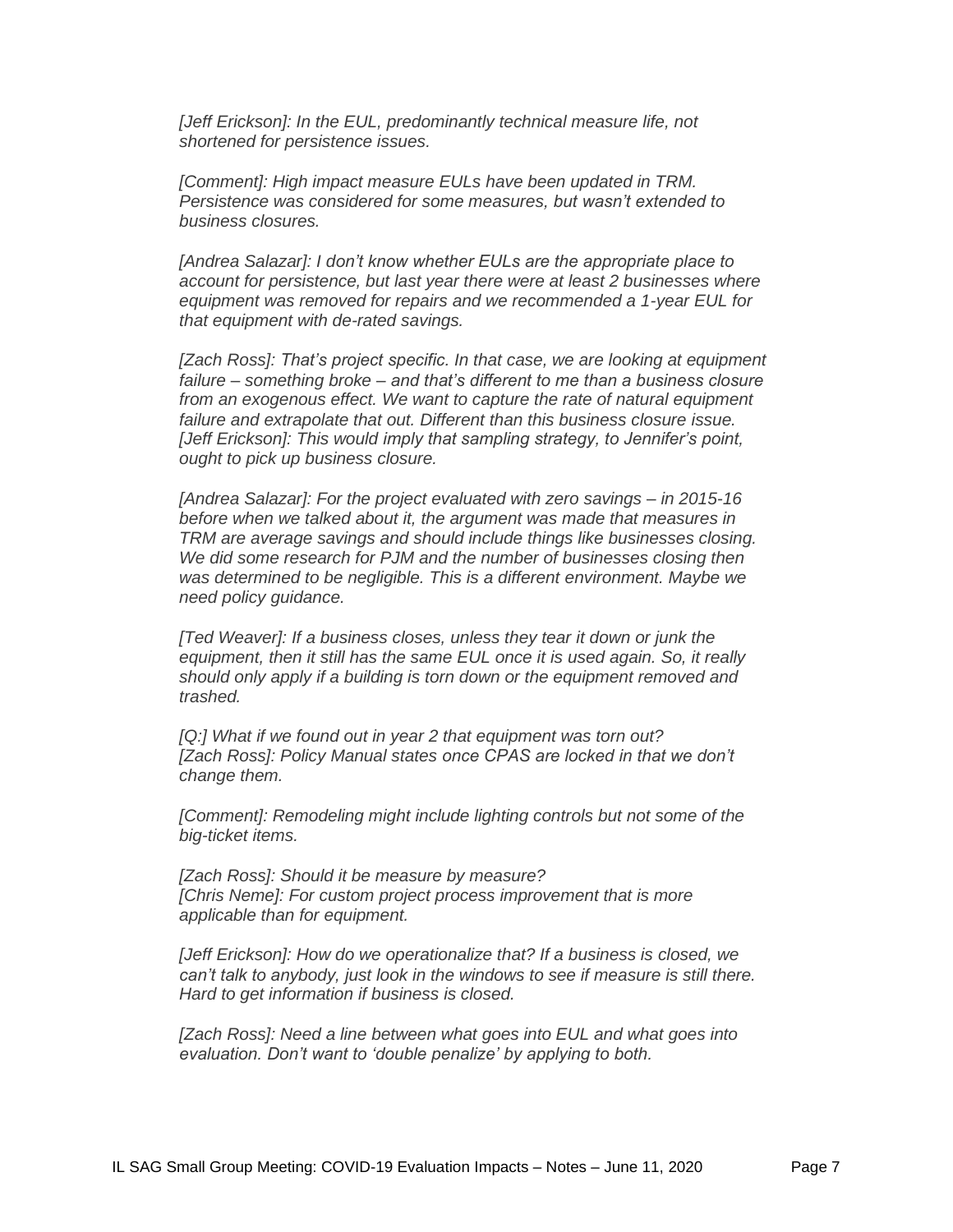*[Jeff Erickson]: In the EUL, predominantly technical measure life, not shortened for persistence issues.*

*[Comment]: High impact measure EULs have been updated in TRM. Persistence was considered for some measures, but wasn't extended to business closures.*

*[Andrea Salazar]: I don't know whether EULs are the appropriate place to account for persistence, but last year there were at least 2 businesses where equipment was removed for repairs and we recommended a 1-year EUL for that equipment with de-rated savings.*

*[Zach Ross]: That's project specific. In that case, we are looking at equipment failure – something broke – and that's different to me than a business closure from an exogenous effect. We want to capture the rate of natural equipment failure and extrapolate that out. Different than this business closure issue.*
*[Jeff Erickson]: This would imply that sampling strategy, to Jennifer's point, ought to pick up business closure.*

*[Andrea Salazar]: For the project evaluated with zero savings – in 2015-16 before when we talked about it, the argument was made that measures in TRM are average savings and should include things like businesses closing. We did some research for PJM and the number of businesses closing then was determined to be negligible. This is a different environment. Maybe we need policy guidance.*

*[Ted Weaver]: If a business closes, unless they tear it down or junk the equipment, then it still has the same EUL once it is used again. So, it really should only apply if a building is torn down or the equipment removed and trashed.*

*[Q:] What if we found out in year 2 that equipment was torn out?*
*[Zach Ross]: Policy Manual states once CPAS are locked in that we don't change them.*

*[Comment]: Remodeling might include lighting controls but not some of the big-ticket items.*

*[Zach Ross]: Should it be measure by measure?*
*[Chris Neme]: For custom project process improvement that is more applicable than for equipment.*

*[Jeff Erickson]: How do we operationalize that? If a business is closed, we can't talk to anybody, just look in the windows to see if measure is still there. Hard to get information if business is closed.*

*[Zach Ross]: Need a line between what goes into EUL and what goes into evaluation. Don't want to 'double penalize' by applying to both.*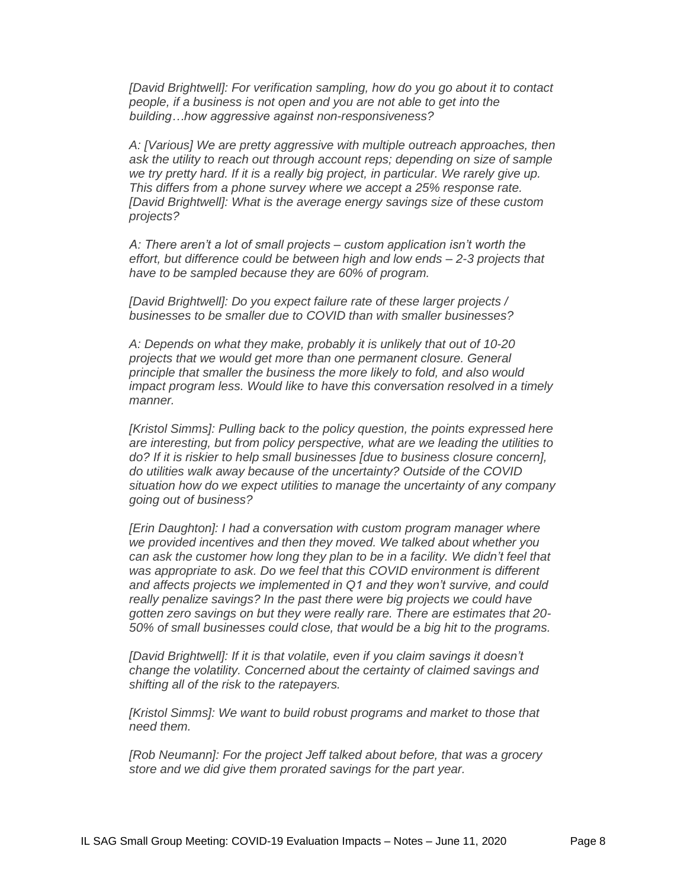*[David Brightwell]: For verification sampling, how do you go about it to contact people, if a business is not open and you are not able to get into the building…how aggressive against non-responsiveness?*

*A: [Various] We are pretty aggressive with multiple outreach approaches, then ask the utility to reach out through account reps; depending on size of sample we try pretty hard. If it is a really big project, in particular. We rarely give up. This differs from a phone survey where we accept a 25% response rate.*
*[David Brightwell]: What is the average energy savings size of these custom projects?*

*A: There aren't a lot of small projects – custom application isn't worth the effort, but difference could be between high and low ends – 2-3 projects that have to be sampled because they are 60% of program.*

*[David Brightwell]: Do you expect failure rate of these larger projects / businesses to be smaller due to COVID than with smaller businesses?*

*A: Depends on what they make, probably it is unlikely that out of 10-20 projects that we would get more than one permanent closure. General principle that smaller the business the more likely to fold, and also would impact program less. Would like to have this conversation resolved in a timely manner.*

*[Kristol Simms]: Pulling back to the policy question, the points expressed here are interesting, but from policy perspective, what are we leading the utilities to do? If it is riskier to help small businesses [due to business closure concern], do utilities walk away because of the uncertainty? Outside of the COVID situation how do we expect utilities to manage the uncertainty of any company going out of business?*

*[Erin Daughton]: I had a conversation with custom program manager where we provided incentives and then they moved. We talked about whether you can ask the customer how long they plan to be in a facility. We didn't feel that was appropriate to ask. Do we feel that this COVID environment is different and affects projects we implemented in Q1 and they won't survive, and could really penalize savings? In the past there were big projects we could have gotten zero savings on but they were really rare. There are estimates that 20-50% of small businesses could close, that would be a big hit to the programs.*

*[David Brightwell]: If it is that volatile, even if you claim savings it doesn't change the volatility. Concerned about the certainty of claimed savings and shifting all of the risk to the ratepayers.*

*[Kristol Simms]: We want to build robust programs and market to those that need them.*

*[Rob Neumann]: For the project Jeff talked about before, that was a grocery store and we did give them prorated savings for the part year.*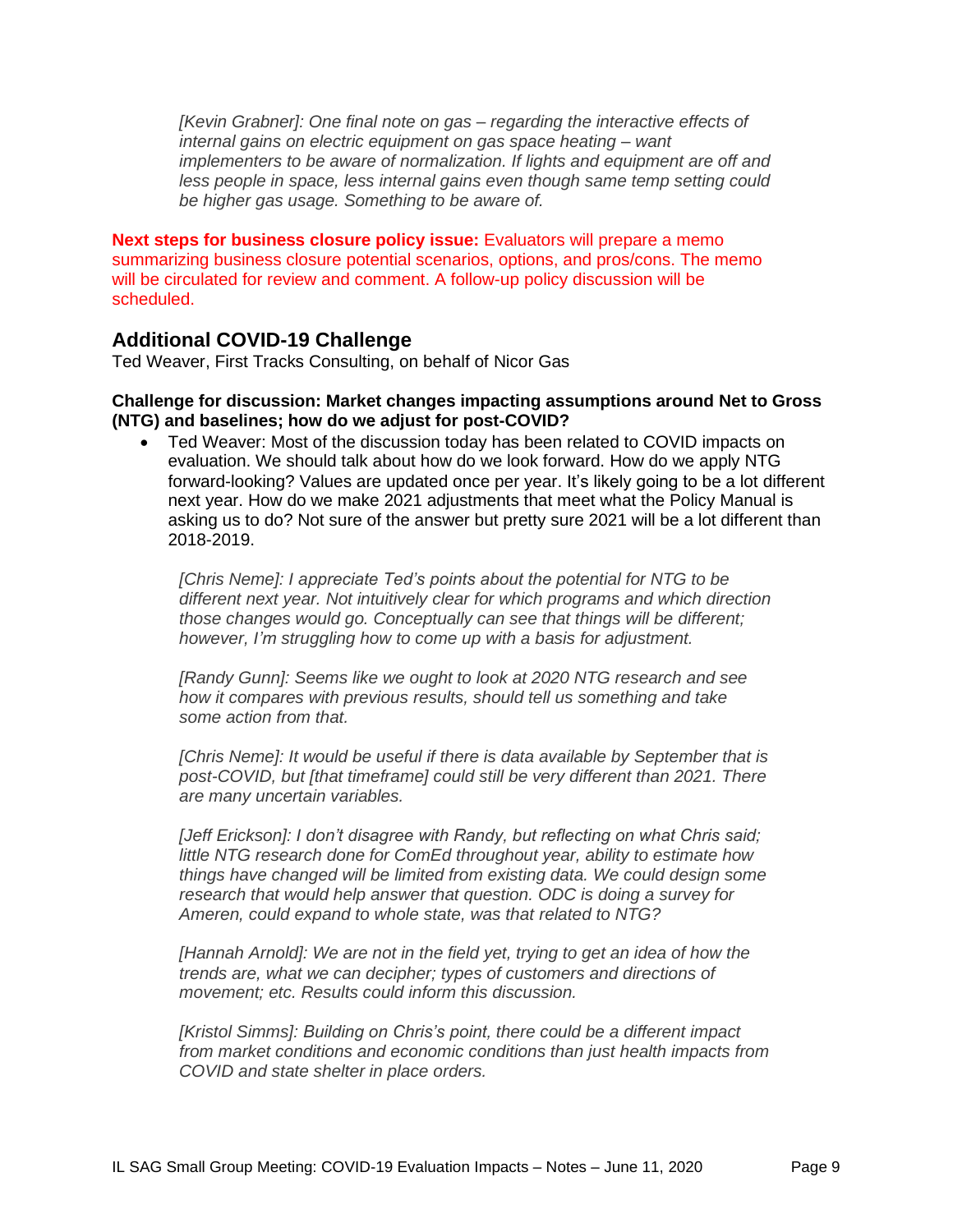*[Kevin Grabner]: One final note on gas – regarding the interactive effects of internal gains on electric equipment on gas space heating – want implementers to be aware of normalization. If lights and equipment are off and less people in space, less internal gains even though same temp setting could be higher gas usage. Something to be aware of.*

**Next steps for business closure policy issue:** Evaluators will prepare a memo summarizing business closure potential scenarios, options, and pros/cons. The memo will be circulated for review and comment. A follow-up policy discussion will be scheduled.

## Additional COVID-19 Challenge

Ted Weaver, First Tracks Consulting, on behalf of Nicor Gas

**Challenge for discussion: Market changes impacting assumptions around Net to Gross (NTG) and baselines; how do we adjust for post-COVID?**

- Ted Weaver: Most of the discussion today has been related to COVID impacts on evaluation. We should talk about how do we look forward. How do we apply NTG forward-looking? Values are updated once per year. It's likely going to be a lot different next year. How do we make 2021 adjustments that meet what the Policy Manual is asking us to do? Not sure of the answer but pretty sure 2021 will be a lot different than 2018-2019.

  *[Chris Neme]: I appreciate Ted's points about the potential for NTG to be different next year. Not intuitively clear for which programs and which direction those changes would go. Conceptually can see that things will be different; however, I'm struggling how to come up with a basis for adjustment.*

  *[Randy Gunn]: Seems like we ought to look at 2020 NTG research and see how it compares with previous results, should tell us something and take some action from that.*

  *[Chris Neme]: It would be useful if there is data available by September that is post-COVID, but [that timeframe] could still be very different than 2021. There are many uncertain variables.*

  *[Jeff Erickson]: I don't disagree with Randy, but reflecting on what Chris said; little NTG research done for ComEd throughout year, ability to estimate how things have changed will be limited from existing data. We could design some research that would help answer that question. ODC is doing a survey for Ameren, could expand to whole state, was that related to NTG?*

  *[Hannah Arnold]: We are not in the field yet, trying to get an idea of how the trends are, what we can decipher; types of customers and directions of movement; etc. Results could inform this discussion.*

  *[Kristol Simms]: Building on Chris's point, there could be a different impact from market conditions and economic conditions than just health impacts from COVID and state shelter in place orders.*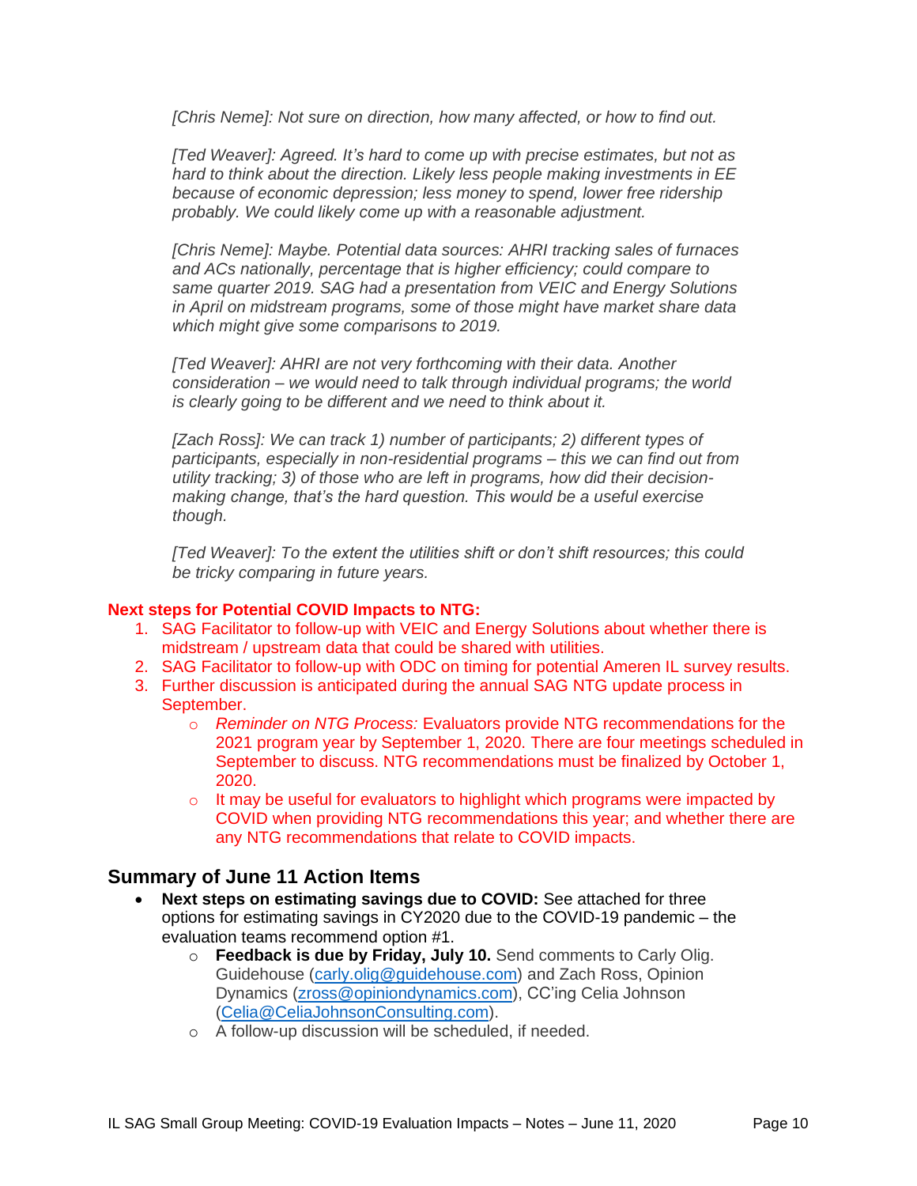*[Chris Neme]: Not sure on direction, how many affected, or how to find out.*

*[Ted Weaver]: Agreed. It's hard to come up with precise estimates, but not as hard to think about the direction. Likely less people making investments in EE because of economic depression; less money to spend, lower free ridership probably. We could likely come up with a reasonable adjustment.*

*[Chris Neme]: Maybe. Potential data sources: AHRI tracking sales of furnaces and ACs nationally, percentage that is higher efficiency; could compare to same quarter 2019. SAG had a presentation from VEIC and Energy Solutions in April on midstream programs, some of those might have market share data which might give some comparisons to 2019.*

*[Ted Weaver]: AHRI are not very forthcoming with their data. Another consideration – we would need to talk through individual programs; the world is clearly going to be different and we need to think about it.*

*[Zach Ross]: We can track 1) number of participants; 2) different types of participants, especially in non-residential programs – this we can find out from utility tracking; 3) of those who are left in programs, how did their decision-making change, that's the hard question. This would be a useful exercise though.*

*[Ted Weaver]: To the extent the utilities shift or don't shift resources; this could be tricky comparing in future years.*

**Next steps for Potential COVID Impacts to NTG:**

1. SAG Facilitator to follow-up with VEIC and Energy Solutions about whether there is midstream / upstream data that could be shared with utilities.
2. SAG Facilitator to follow-up with ODC on timing for potential Ameren IL survey results.
3. Further discussion is anticipated during the annual SAG NTG update process in September.
   - *Reminder on NTG Process:* Evaluators provide NTG recommendations for the 2021 program year by September 1, 2020. There are four meetings scheduled in September to discuss. NTG recommendations must be finalized by October 1, 2020.
   - It may be useful for evaluators to highlight which programs were impacted by COVID when providing NTG recommendations this year; and whether there are any NTG recommendations that relate to COVID impacts.

## Summary of June 11 Action Items

- **Next steps on estimating savings due to COVID:** See attached for three options for estimating savings in CY2020 due to the COVID-19 pandemic – the evaluation teams recommend option #1.
  - **Feedback is due by Friday, July 10.** Send comments to Carly Olig. Guidehouse (carly.olig@guidehouse.com) and Zach Ross, Opinion Dynamics (zross@opiniondynamics.com), CC'ing Celia Johnson (Celia@CeliaJohnsonConsulting.com).
  - A follow-up discussion will be scheduled, if needed.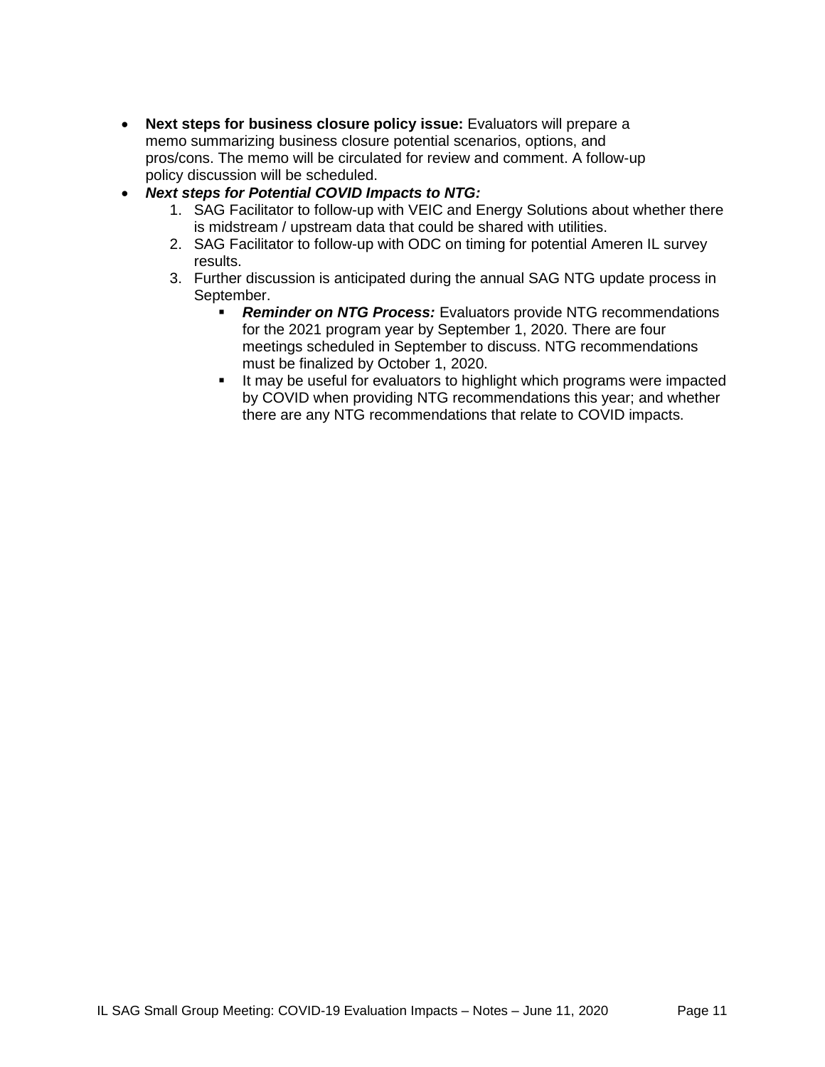- **Next steps for business closure policy issue:** Evaluators will prepare a memo summarizing business closure potential scenarios, options, and pros/cons. The memo will be circulated for review and comment. A follow-up policy discussion will be scheduled.
- ***Next steps for Potential COVID Impacts to NTG:***
  1. SAG Facilitator to follow-up with VEIC and Energy Solutions about whether there is midstream / upstream data that could be shared with utilities.
  2. SAG Facilitator to follow-up with ODC on timing for potential Ameren IL survey results.
  3. Further discussion is anticipated during the annual SAG NTG update process in September.
     - ***Reminder on NTG Process:*** Evaluators provide NTG recommendations for the 2021 program year by September 1, 2020. There are four meetings scheduled in September to discuss. NTG recommendations must be finalized by October 1, 2020.
     - It may be useful for evaluators to highlight which programs were impacted by COVID when providing NTG recommendations this year; and whether there are any NTG recommendations that relate to COVID impacts.